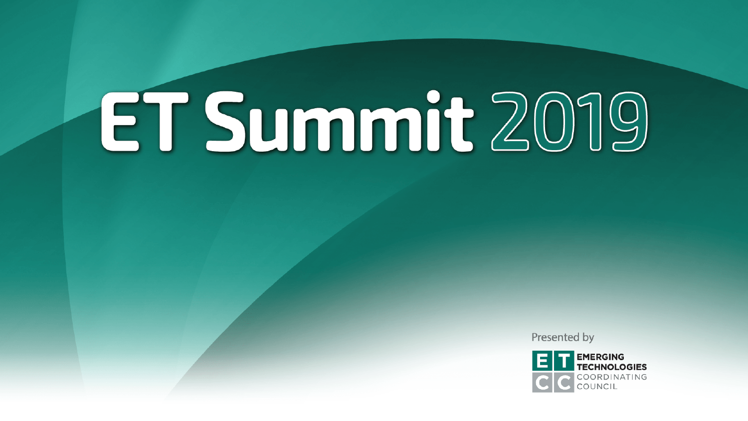# ET Summit 2019

Presented by

EMERGING TECHNOLOGIES COORDINATING COUNCIL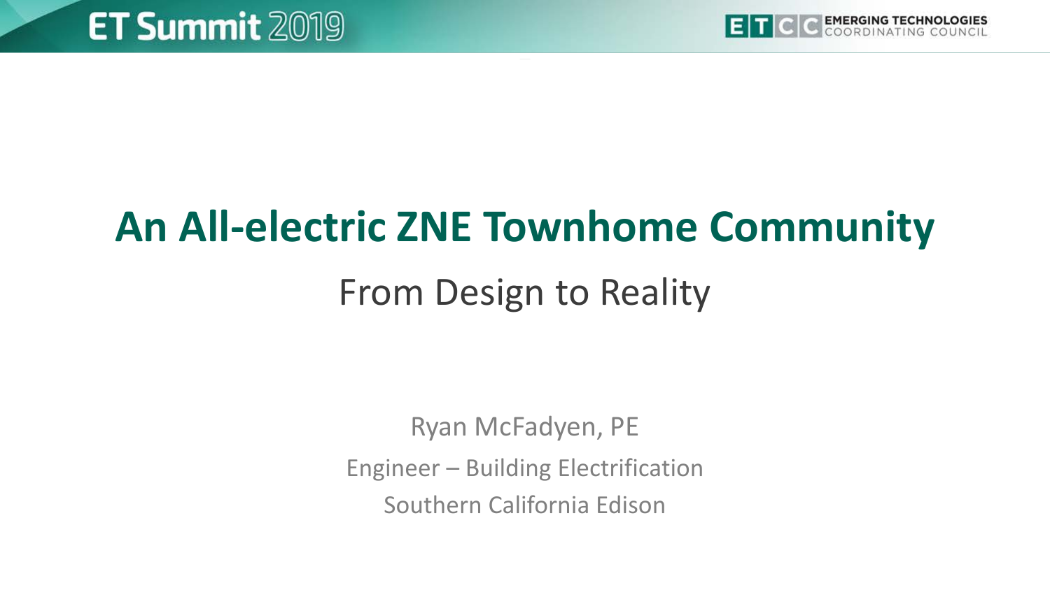# An All-electric ZNE Townhome Community

## From Design to Reality

Ryan McFadyen, PE

Engineer – Building Electrification

Southern California Edison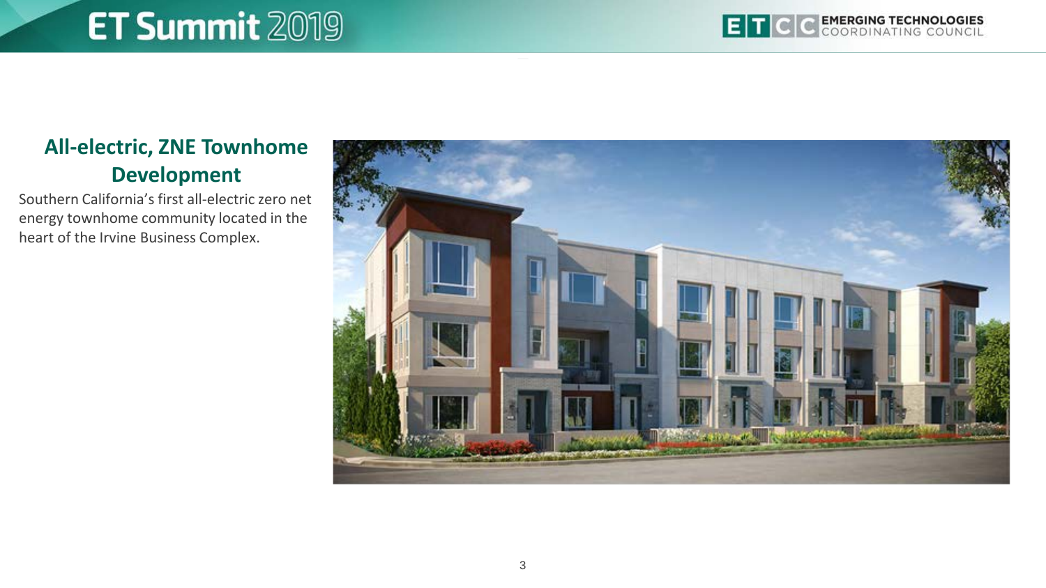## All-electric, ZNE Townhome Development

Southern California's first all-electric zero net energy townhome community located in the heart of the Irvine Business Complex.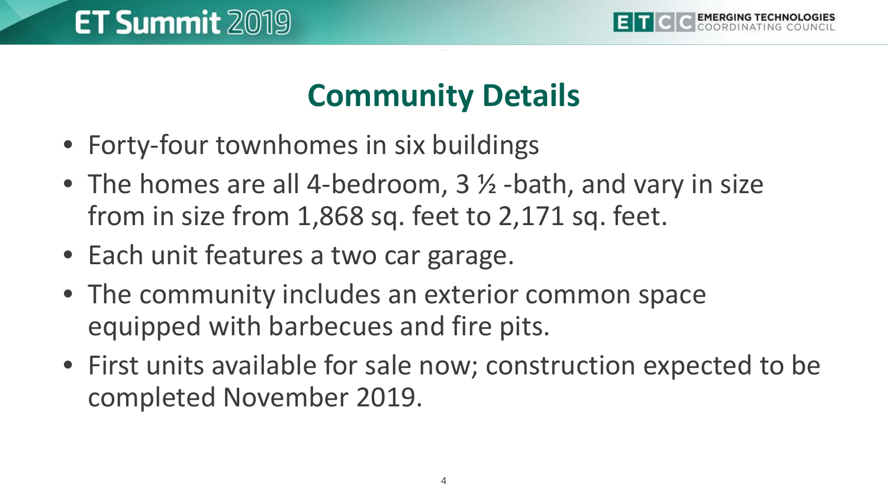# Community Details

- Forty-four townhomes in six buildings
- The homes are all 4-bedroom, 3 ½ -bath, and vary in size from in size from 1,868 sq. feet to 2,171 sq. feet.
- Each unit features a two car garage.
- The community includes an exterior common space equipped with barbecues and fire pits.
- First units available for sale now; construction expected to be completed November 2019.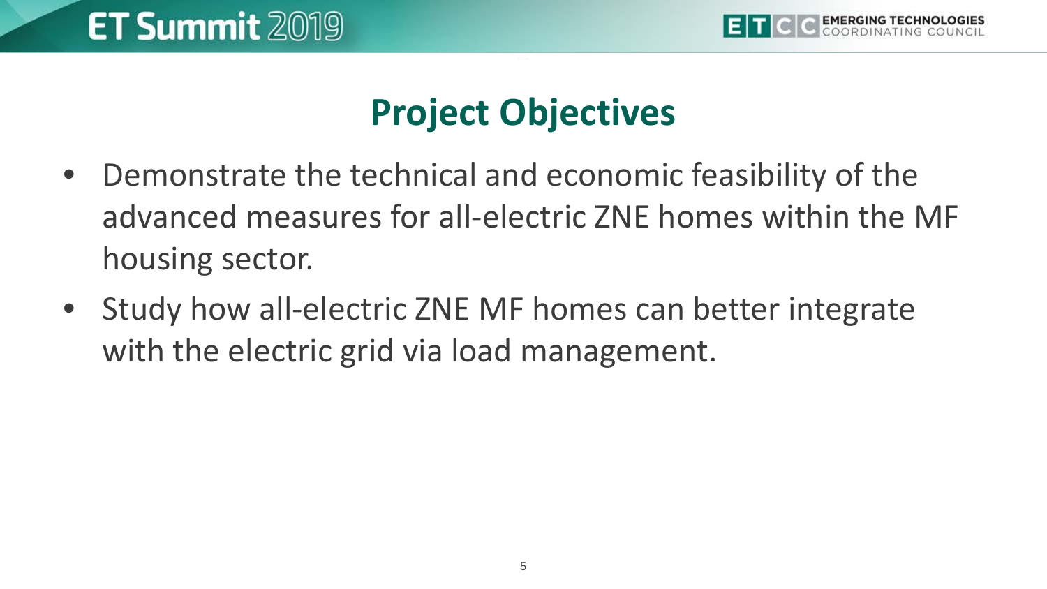# Project Objectives

- Demonstrate the technical and economic feasibility of the advanced measures for all-electric ZNE homes within the MF housing sector.
- Study how all-electric ZNE MF homes can better integrate with the electric grid via load management.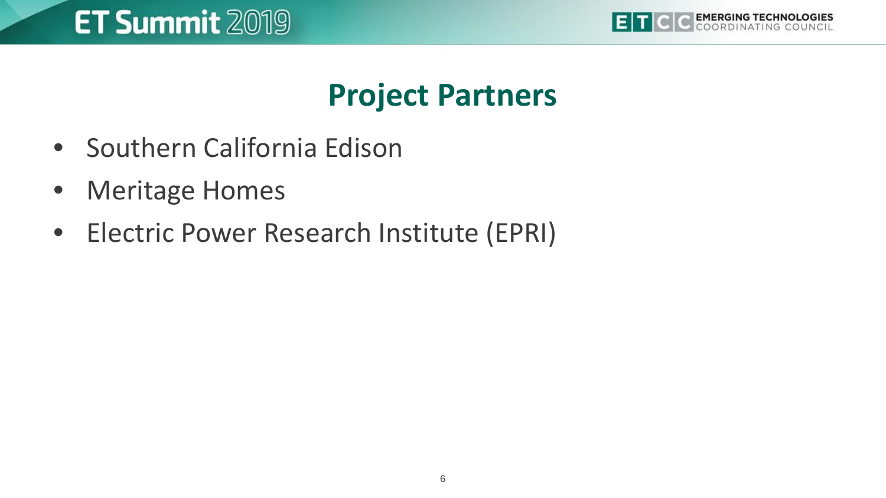# Project Partners

- Southern California Edison
- Meritage Homes
- Electric Power Research Institute (EPRI)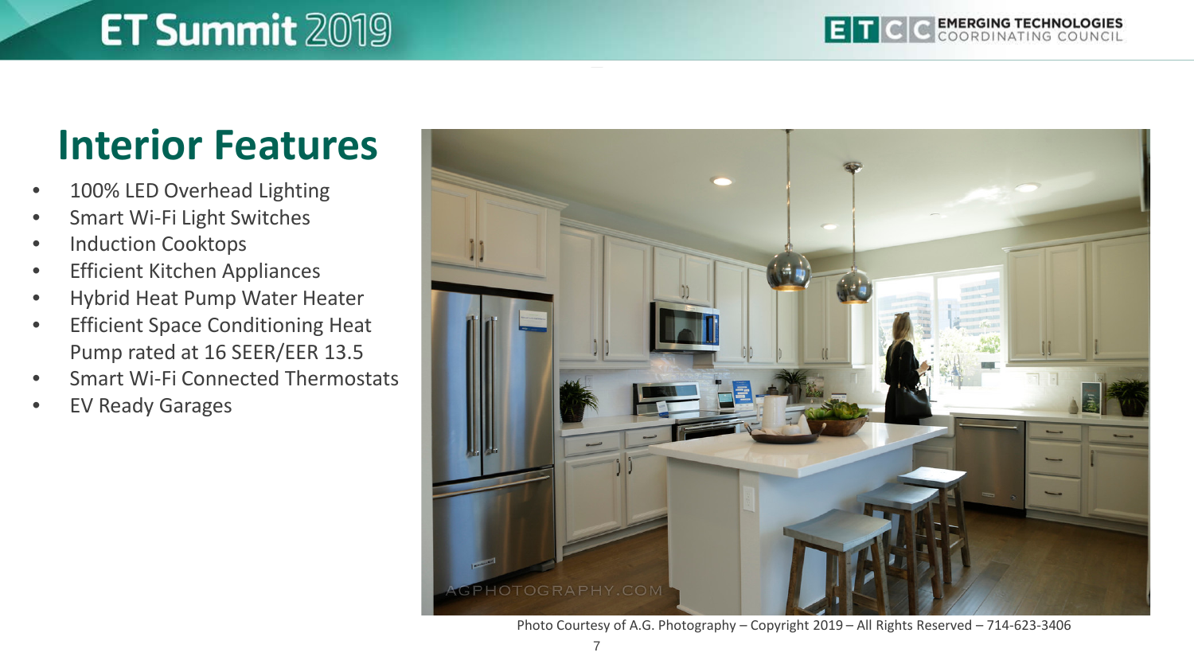# Interior Features

- 100% LED Overhead Lighting
- Smart Wi-Fi Light Switches
- Induction Cooktops
- Efficient Kitchen Appliances
- Hybrid Heat Pump Water Heater
- Efficient Space Conditioning Heat Pump rated at 16 SEER/EER 13.5
- Smart Wi-Fi Connected Thermostats
- EV Ready Garages

Photo Courtesy of A.G. Photography – Copyright 2019 – All Rights Reserved – 714-623-3406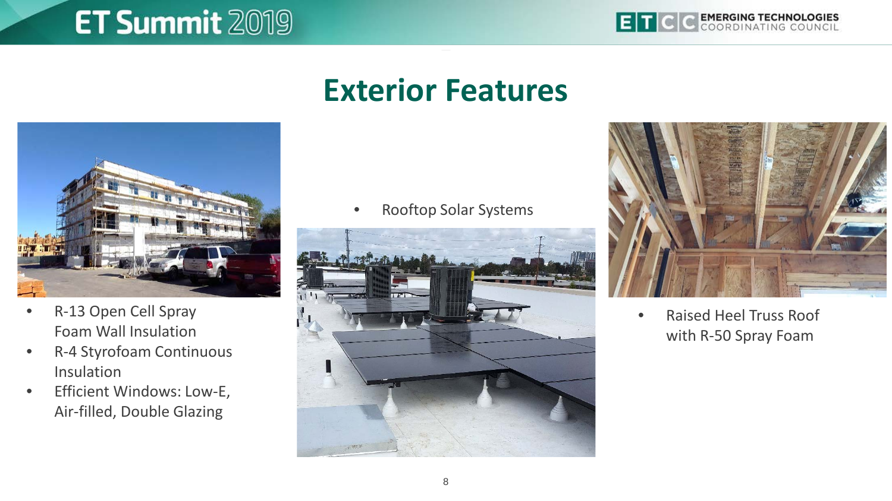# Exterior Features

- R-13 Open Cell Spray Foam Wall Insulation
- R-4 Styrofoam Continuous Insulation
- Efficient Windows: Low-E, Air-filled, Double Glazing

- Rooftop Solar Systems

- Raised Heel Truss Roof with R-50 Spray Foam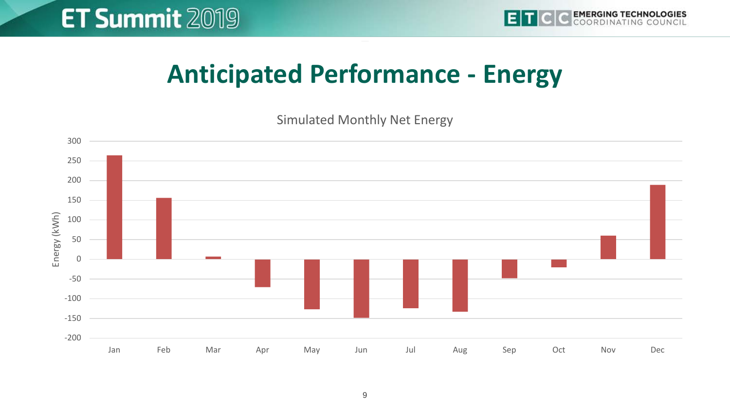# Anticipated Performance - Energy

Simulated Monthly Net Energy

Energy (kWh)

300
250
200
150
100
50
0
-50
-100
-150
-200

Jan Feb Mar Apr May Jun Jul Aug Sep Oct Nov Dec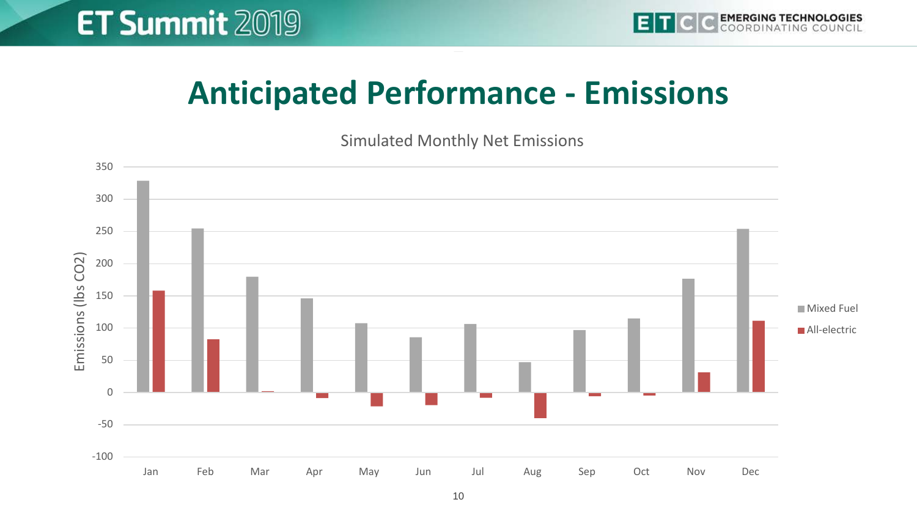# Anticipated Performance - Emissions

Simulated Monthly Net Emissions

| Month | Mixed Fuel | All-electric |
|---|---|---|
| Jan | 328 | 158 |
| Feb | 255 | 83 |
| Mar | 180 | 1 |
| Apr | 146 | -9 |
| May | 107 | -22 |
| Jun | 85 | -20 |
| Jul | 106 | -9 |
| Aug | 47 | -40 |
| Sep | 97 | -6 |
| Oct | 115 | -5 |
| Nov | 176 | 31 |
| Dec | 254 | 111 |

Emissions (lbs CO2)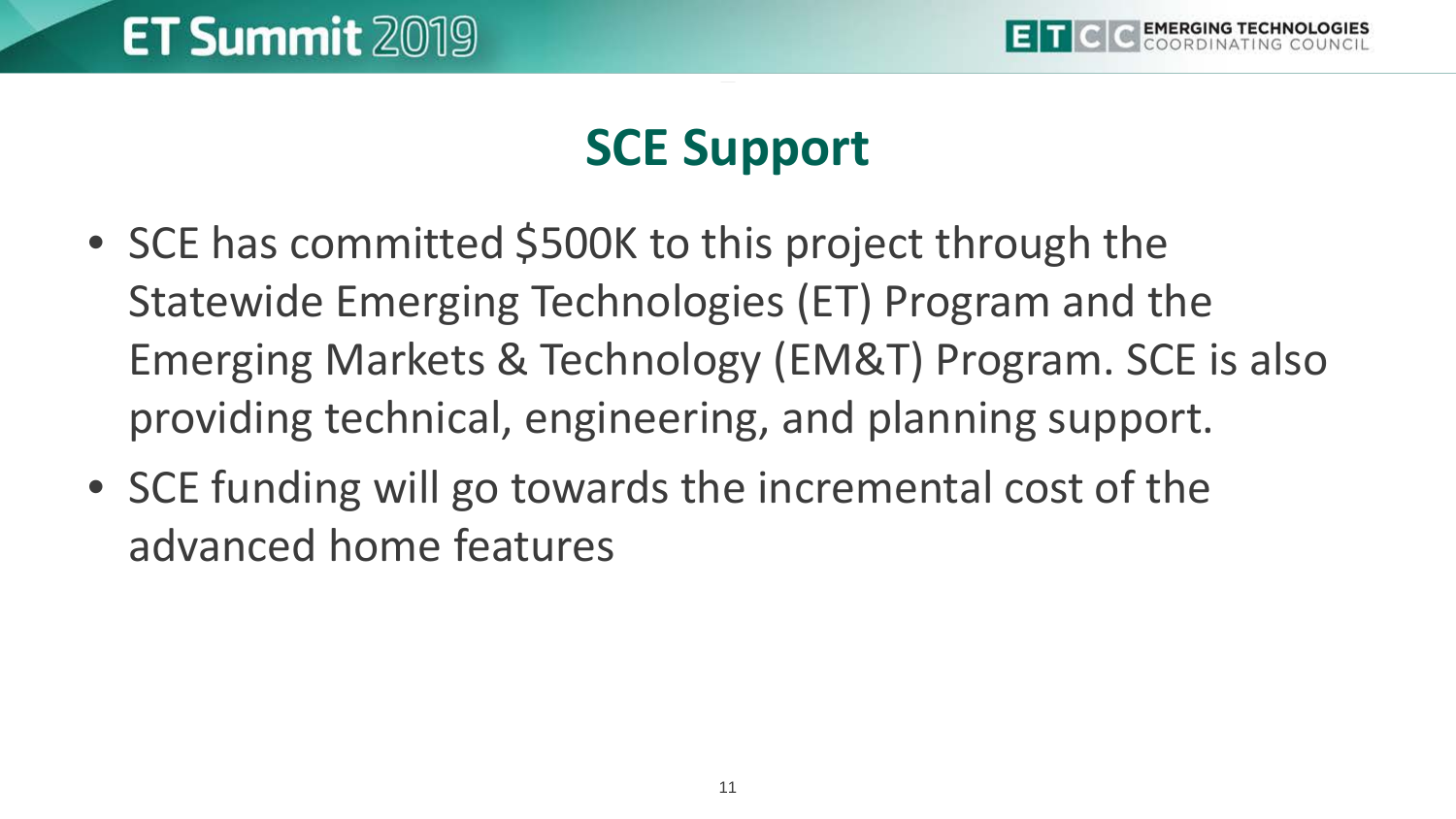# SCE Support

- SCE has committed $500K to this project through the Statewide Emerging Technologies (ET) Program and the Emerging Markets & Technology (EM&T) Program. SCE is also providing technical, engineering, and planning support.
- SCE funding will go towards the incremental cost of the advanced home features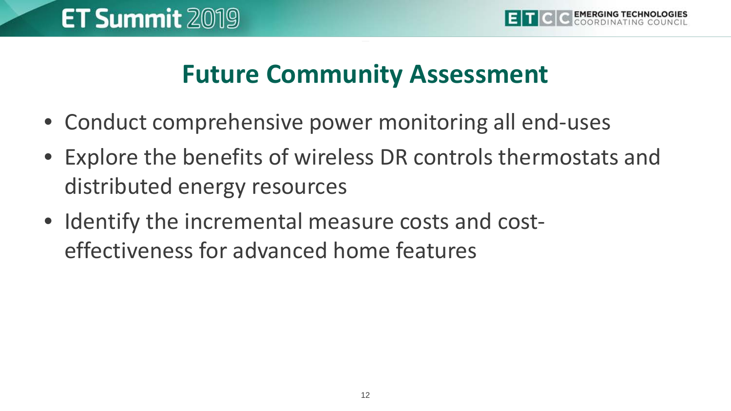# Future Community Assessment

- Conduct comprehensive power monitoring all end-uses
- Explore the benefits of wireless DR controls thermostats and distributed energy resources
- Identify the incremental measure costs and cost-effectiveness for advanced home features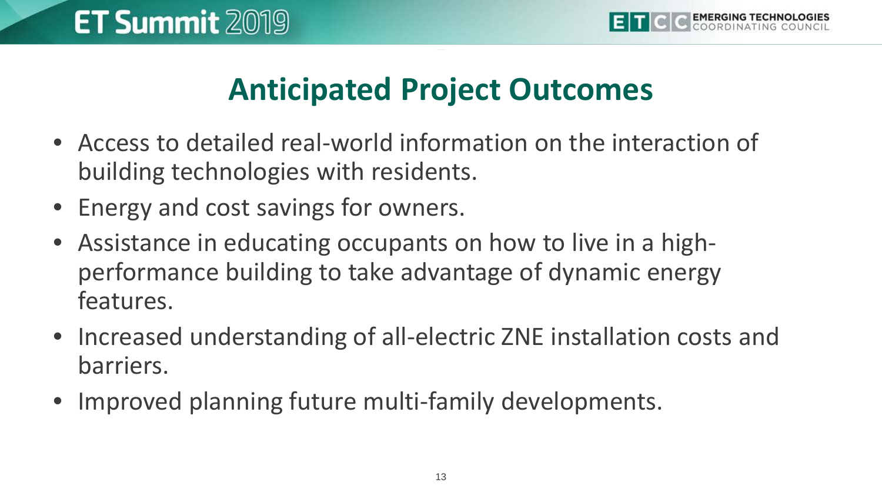# Anticipated Project Outcomes

- Access to detailed real-world information on the interaction of building technologies with residents.
- Energy and cost savings for owners.
- Assistance in educating occupants on how to live in a high-performance building to take advantage of dynamic energy features.
- Increased understanding of all-electric ZNE installation costs and barriers.
- Improved planning future multi-family developments.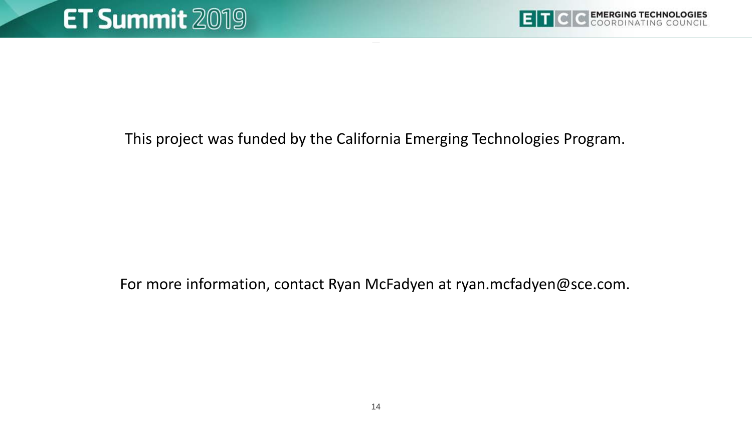This project was funded by the California Emerging Technologies Program.

For more information, contact Ryan McFadyen at ryan.mcfadyen@sce.com.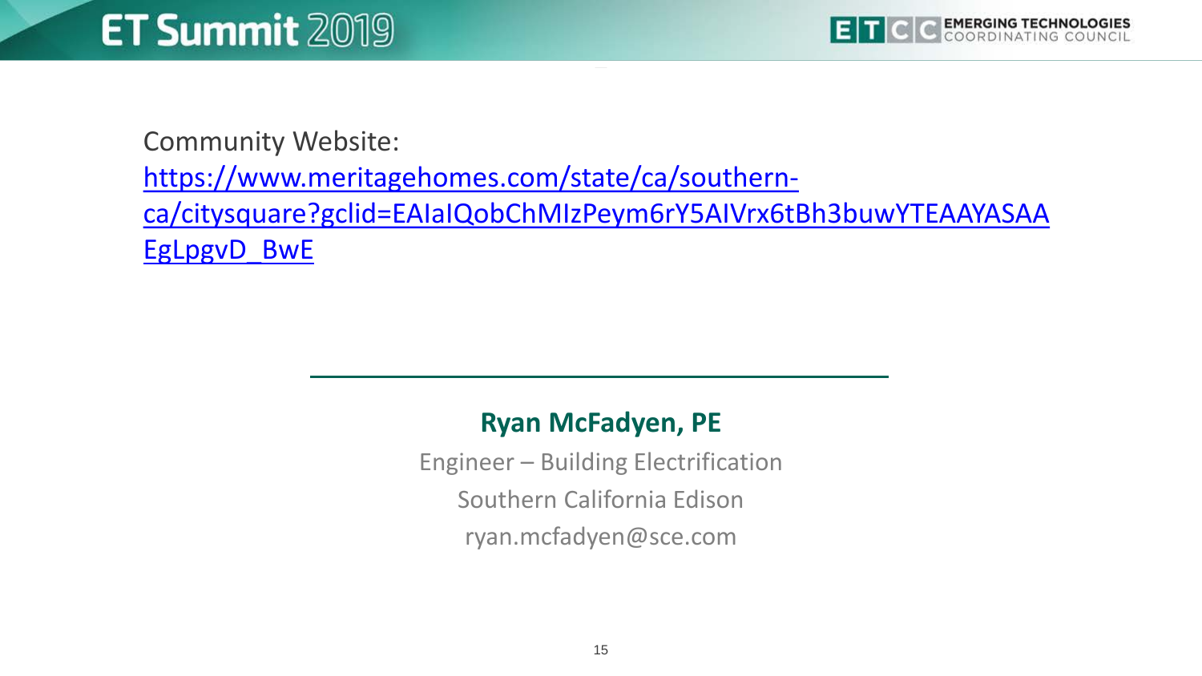Community Website:
https://www.meritagehomes.com/state/ca/southern-ca/citysquare?gclid=EAIaIQobChMIzPeym6rY5AIVrx6tBh3buwYTEAAYASAAEgLpgvD_BwE

---

**Ryan McFadyen, PE**

Engineer – Building Electrification

Southern California Edison

ryan.mcfadyen@sce.com